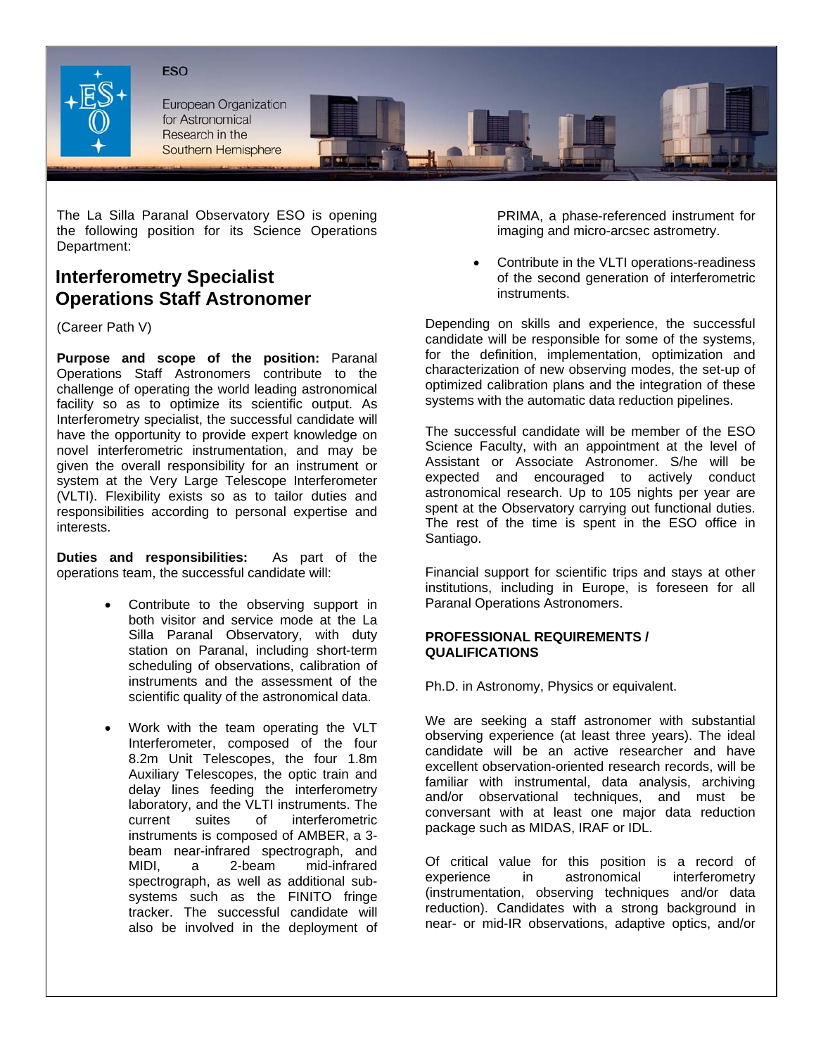ESO

European Organization for Astronomical Research in the Southern Hemisphere

The La Silla Paranal Observatory ESO is opening the following position for its Science Operations Department:

## Interferometry Specialist Operations Staff Astronomer

(Career Path V)

**Purpose and scope of the position:** Paranal Operations Staff Astronomers contribute to the challenge of operating the world leading astronomical facility so as to optimize its scientific output. As Interferometry specialist, the successful candidate will have the opportunity to provide expert knowledge on novel interferometric instrumentation, and may be given the overall responsibility for an instrument or system at the Very Large Telescope Interferometer (VLTI). Flexibility exists so as to tailor duties and responsibilities according to personal expertise and interests.

**Duties and responsibilities:** As part of the operations team, the successful candidate will:

- Contribute to the observing support in both visitor and service mode at the La Silla Paranal Observatory, with duty station on Paranal, including short-term scheduling of observations, calibration of instruments and the assessment of the scientific quality of the astronomical data.
- Work with the team operating the VLT Interferometer, composed of the four 8.2m Unit Telescopes, the four 1.8m Auxiliary Telescopes, the optic train and delay lines feeding the interferometry laboratory, and the VLTI instruments. The current suites of interferometric instruments is composed of AMBER, a 3-beam near-infrared spectrograph, and MIDI, a 2-beam mid-infrared spectrograph, as well as additional sub-systems such as the FINITO fringe tracker. The successful candidate will also be involved in the deployment of PRIMA, a phase-referenced instrument for imaging and micro-arcsec astrometry.
- Contribute in the VLTI operations-readiness of the second generation of interferometric instruments.

Depending on skills and experience, the successful candidate will be responsible for some of the systems, for the definition, implementation, optimization and characterization of new observing modes, the set-up of optimized calibration plans and the integration of these systems with the automatic data reduction pipelines.

The successful candidate will be member of the ESO Science Faculty, with an appointment at the level of Assistant or Associate Astronomer. S/he will be expected and encouraged to actively conduct astronomical research. Up to 105 nights per year are spent at the Observatory carrying out functional duties. The rest of the time is spent in the ESO office in Santiago.

Financial support for scientific trips and stays at other institutions, including in Europe, is foreseen for all Paranal Operations Astronomers.

**PROFESSIONAL REQUIREMENTS / QUALIFICATIONS**

Ph.D. in Astronomy, Physics or equivalent.

We are seeking a staff astronomer with substantial observing experience (at least three years). The ideal candidate will be an active researcher and have excellent observation-oriented research records, will be familiar with instrumental, data analysis, archiving and/or observational techniques, and must be conversant with at least one major data reduction package such as MIDAS, IRAF or IDL.

Of critical value for this position is a record of experience in astronomical interferometry (instrumentation, observing techniques and/or data reduction). Candidates with a strong background in near- or mid-IR observations, adaptive optics, and/or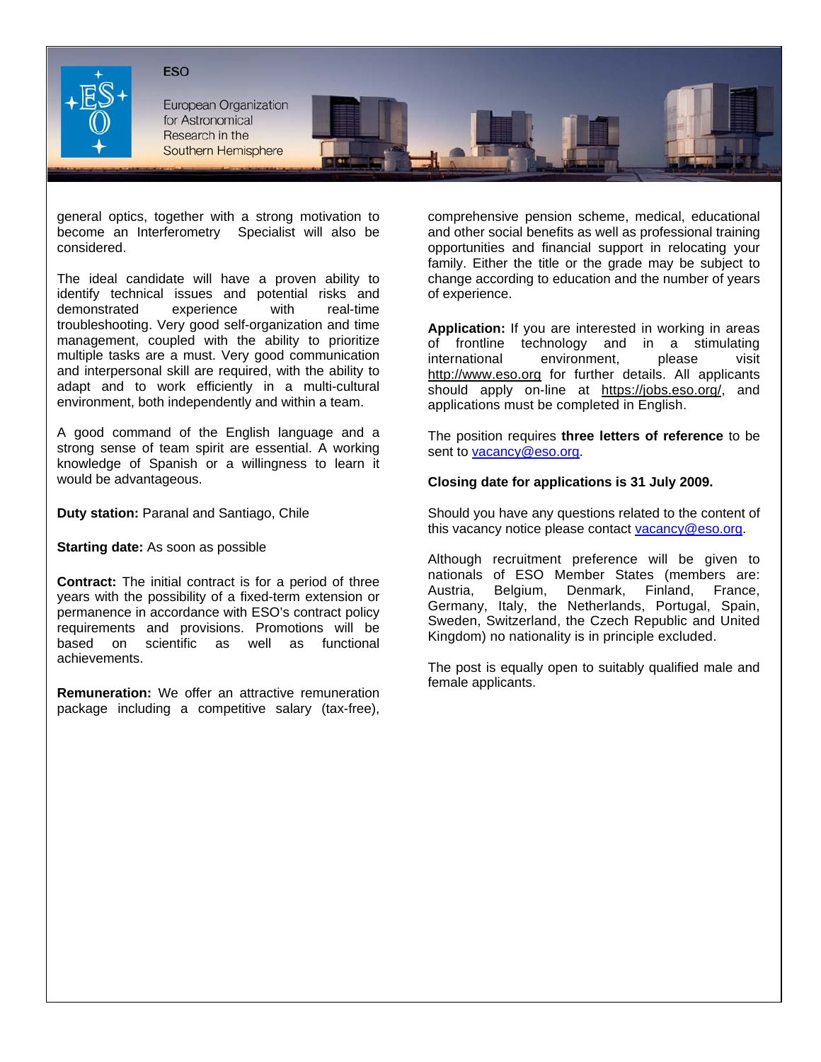general optics, together with a strong motivation to become an Interferometry Specialist will also be considered.

The ideal candidate will have a proven ability to identify technical issues and potential risks and demonstrated experience with real-time troubleshooting. Very good self-organization and time management, coupled with the ability to prioritize multiple tasks are a must. Very good communication and interpersonal skill are required, with the ability to adapt and to work efficiently in a multi-cultural environment, both independently and within a team.

A good command of the English language and a strong sense of team spirit are essential. A working knowledge of Spanish or a willingness to learn it would be advantageous.

**Duty station:** Paranal and Santiago, Chile

**Starting date:** As soon as possible

**Contract:** The initial contract is for a period of three years with the possibility of a fixed-term extension or permanence in accordance with ESO's contract policy requirements and provisions. Promotions will be based on scientific as well as functional achievements.

**Remuneration:** We offer an attractive remuneration package including a competitive salary (tax-free), comprehensive pension scheme, medical, educational and other social benefits as well as professional training opportunities and financial support in relocating your family. Either the title or the grade may be subject to change according to education and the number of years of experience.

**Application:** If you are interested in working in areas of frontline technology and in a stimulating international environment, please visit http://www.eso.org for further details. All applicants should apply on-line at https://jobs.eso.org/, and applications must be completed in English.

The position requires **three letters of reference** to be sent to vacancy@eso.org.

**Closing date for applications is 31 July 2009.**

Should you have any questions related to the content of this vacancy notice please contact vacancy@eso.org.

Although recruitment preference will be given to nationals of ESO Member States (members are: Austria, Belgium, Denmark, Finland, France, Germany, Italy, the Netherlands, Portugal, Spain, Sweden, Switzerland, the Czech Republic and United Kingdom) no nationality is in principle excluded.

The post is equally open to suitably qualified male and female applicants.